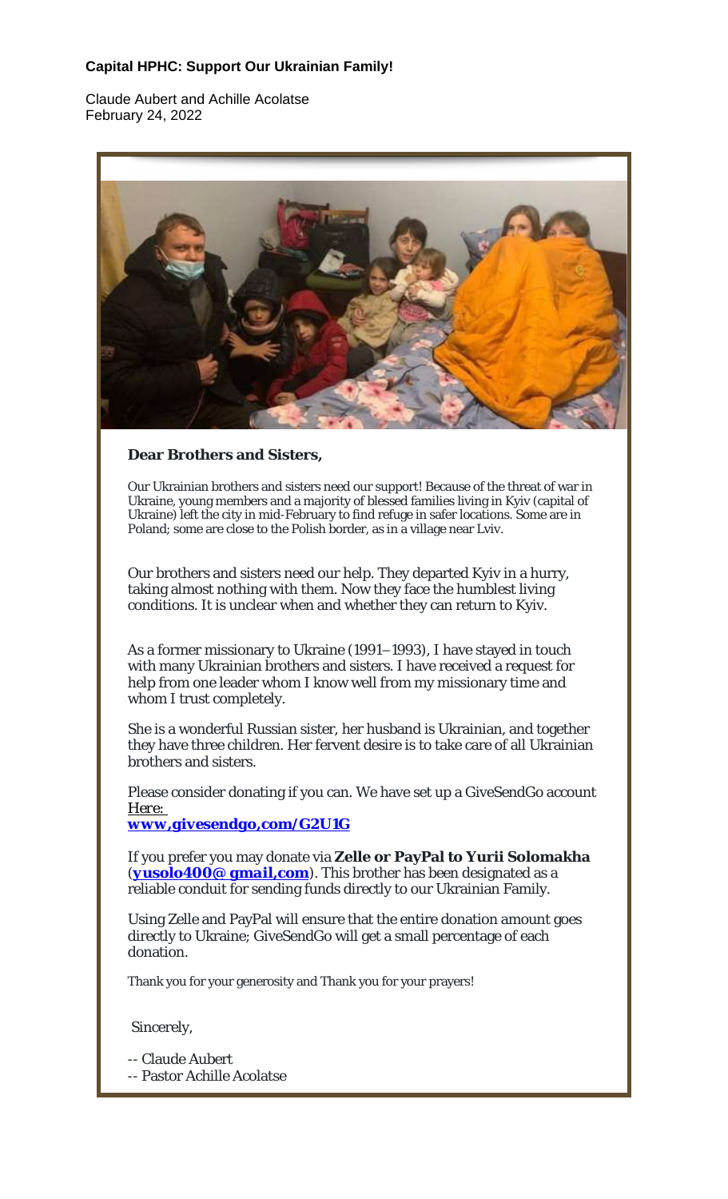**Capital HPHC: Support Our Ukrainian Family!**

Claude Aubert and Achille Acolatse
February 24, 2022

**Dear Brothers and Sisters,**

Our Ukrainian brothers and sisters need our support! Because of the threat of war in Ukraine, young members and a majority of blessed families living in Kyiv (capital of Ukraine) left the city in mid-February to find refuge in safer locations. Some are in Poland; some are close to the Polish border, as in a village near Lviv.

Our brothers and sisters need our help. They departed Kyiv in a hurry, taking almost nothing with them. Now they face the humblest living conditions. It is unclear when and whether they can return to Kyiv.

As a former missionary to Ukraine (1991–1993), I have stayed in touch with many Ukrainian brothers and sisters. I have received a request for help from one leader whom I know well from my missionary time and whom I trust completely.

She is a wonderful Russian sister, her husband is Ukrainian, and together they have three children. Her fervent desire is to take care of all Ukrainian brothers and sisters.

Please consider donating if you can. We have set up a GiveSendGo account *Here:*
**www,givesendgo,com/G2U1G**

If you prefer you may donate via **Zelle or PayPal to Yurii Solomakha** (**yusolo400@ gmail,com**). This brother has been designated as a reliable conduit for sending funds directly to our Ukrainian Family.

Using Zelle and PayPal will ensure that the entire donation amount goes directly to Ukraine; GiveSendGo will get a small percentage of each donation.

Thank you for your generosity and Thank you for your prayers!

Sincerely,

-- Claude Aubert
-- Pastor Achille Acolatse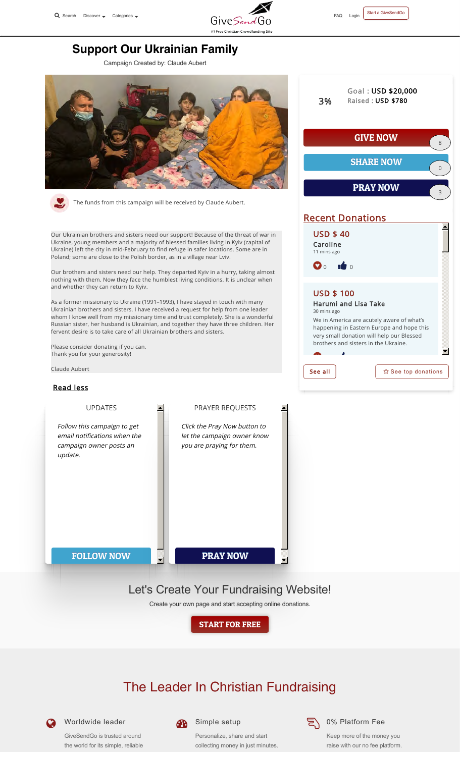Search Discover Categories

GiveSendGo
#1 Free Christian Crowdfunding Site

FAQ Login Start a GiveSendGo

# Support Our Ukrainian Family

Campaign Created by: Claude Aubert

The funds from this campaign will be received by Claude Aubert.

3%

Goal : USD $20,000
Raised : USD $780

GIVE NOW 8

SHARE NOW 0

PRAY NOW 3

## Recent Donations

**USD $ 40**
Caroline
11 mins ago
0 0

**USD $ 100**
Harumi and Lisa Take
30 mins ago
We in America are acutely aware of what's happening in Eastern Europe and hope this very small donation will help our Blessed brothers and sisters in the Ukraine.

See all | See top donations

Our Ukrainian brothers and sisters need our support! Because of the threat of war in Ukraine, young members and a majority of blessed families living in Kyiv (capital of Ukraine) left the city in mid-February to find refuge in safer locations. Some are in Poland; some are close to the Polish border, as in a village near Lviv.

Our brothers and sisters need our help. They departed Kyiv in a hurry, taking almost nothing with them. Now they face the humblest living conditions. It is unclear when and whether they can return to Kyiv.

As a former missionary to Ukraine (1991–1993), I have stayed in touch with many Ukrainian brothers and sisters. I have received a request for help from one leader whom I know well from my missionary time and trust completely. She is a wonderful Russian sister, her husband is Ukrainian, and together they have three children. Her fervent desire is to take care of all Ukrainian brothers and sisters.

Please consider donating if you can.
Thank you for your generosity!

Claude Aubert

Read less

### UPDATES

*Follow this campaign to get email notifications when the campaign owner posts an update.*

FOLLOW NOW

### PRAYER REQUESTS

*Click the Pray Now button to let the campaign owner know you are praying for them.*

PRAY NOW

## Let's Create Your Fundraising Website!

Create your own page and start accepting online donations.

START FOR FREE

## The Leader In Christian Fundraising

**Worldwide leader**
GiveSendGo is trusted around the world for its simple, reliable

**Simple setup**
Personalize, share and start collecting money in just minutes.

**0% Platform Fee**
Keep more of the money you raise with our no fee platform.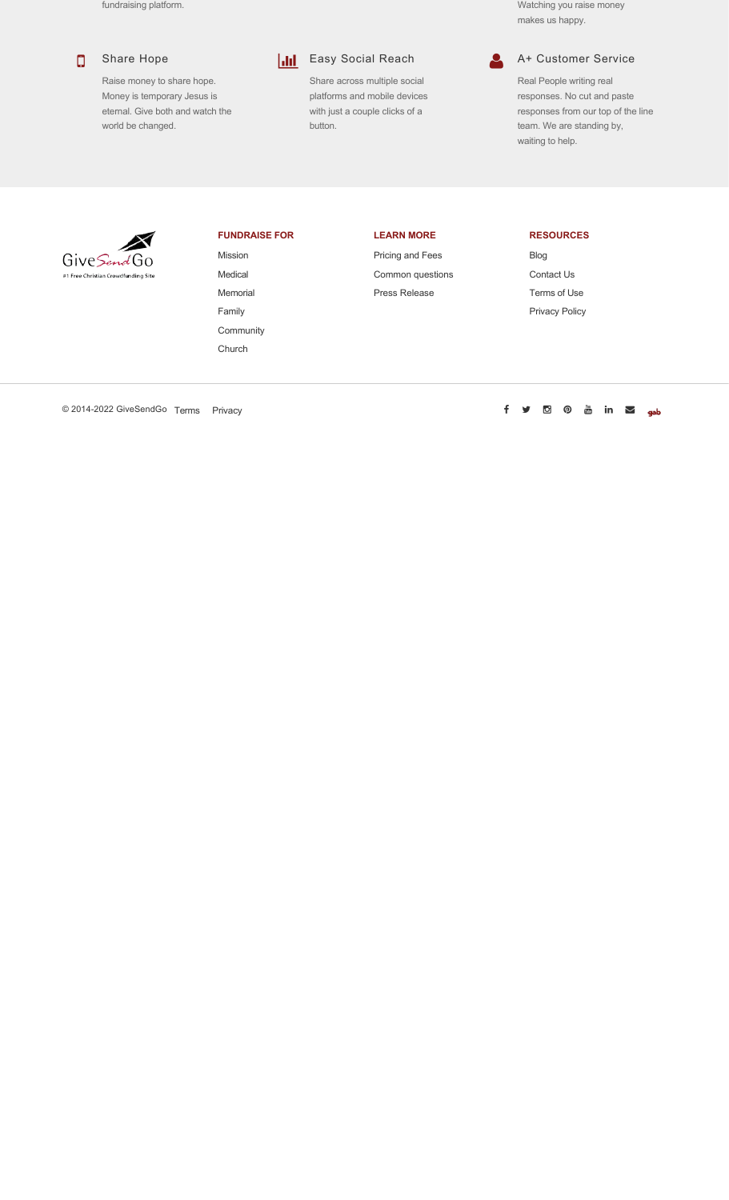fundraising platform.

Watching you raise money makes us happy.

### Share Hope

Raise money to share hope. Money is temporary Jesus is eternal. Give both and watch the world be changed.

### Easy Social Reach

Share across multiple social platforms and mobile devices with just a couple clicks of a button.

### A+ Customer Service

Real People writing real responses. No cut and paste responses from our top of the line team. We are standing by, waiting to help.

GiveSendGo
#1 Free Christian Crowdfunding Site

**FUNDRAISE FOR**

- Mission
- Medical
- Memorial
- Family
- Community
- Church

**LEARN MORE**

- Pricing and Fees
- Common questions
- Press Release

**RESOURCES**

- Blog
- Contact Us
- Terms of Use
- Privacy Policy

© 2014-2022 GiveSendGo Terms Privacy

gab